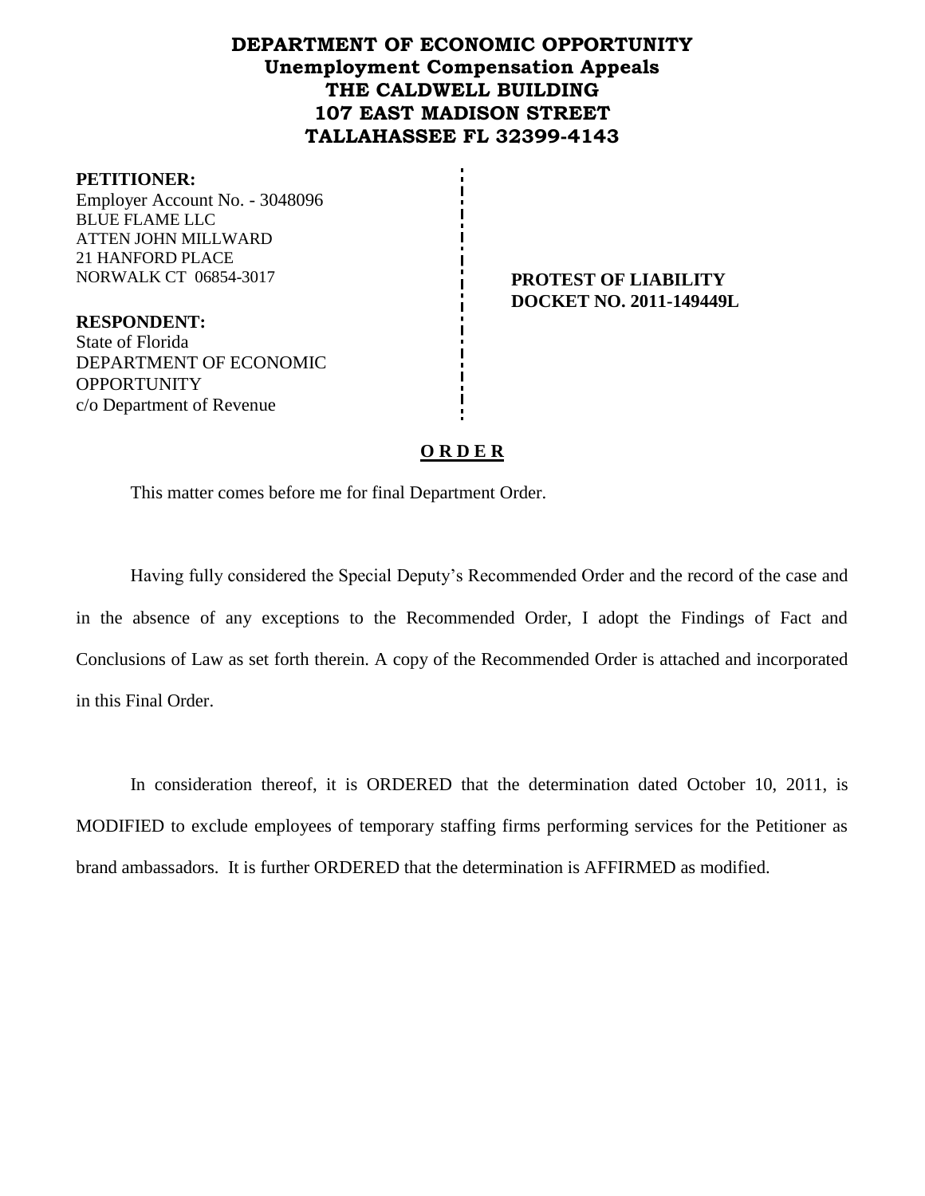# DEPARTMENT OF ECONOMIC OPPORTUNITY
## Unemployment Compensation Appeals
## THE CALDWELL BUILDING
## 107 EAST MADISON STREET
## TALLAHASSEE FL 32399-4143

**PETITIONER:**
Employer Account No. - 3048096
BLUE FLAME LLC
ATTEN JOHN MILLWARD
21 HANFORD PLACE
NORWALK CT 06854-3017

**RESPONDENT:**
State of Florida
DEPARTMENT OF ECONOMIC OPPORTUNITY
c/o Department of Revenue

**PROTEST OF LIABILITY**
**DOCKET NO. 2011-149449L**

## O R D E R

This matter comes before me for final Department Order.

Having fully considered the Special Deputy's Recommended Order and the record of the case and in the absence of any exceptions to the Recommended Order, I adopt the Findings of Fact and Conclusions of Law as set forth therein. A copy of the Recommended Order is attached and incorporated in this Final Order.

In consideration thereof, it is ORDERED that the determination dated October 10, 2011, is MODIFIED to exclude employees of temporary staffing firms performing services for the Petitioner as brand ambassadors. It is further ORDERED that the determination is AFFIRMED as modified.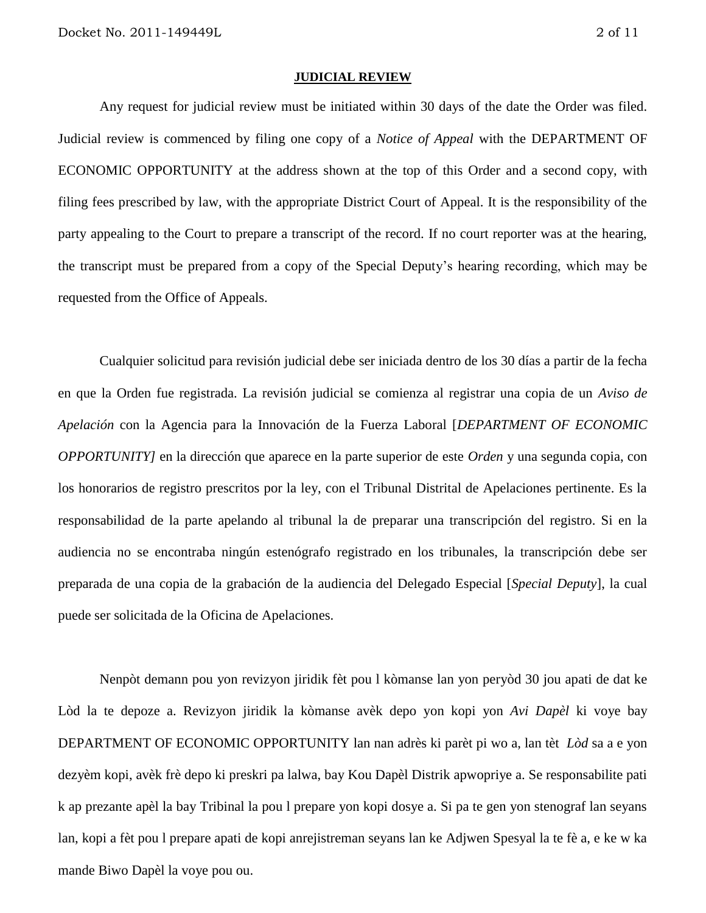**JUDICIAL REVIEW**

Any request for judicial review must be initiated within 30 days of the date the Order was filed. Judicial review is commenced by filing one copy of a *Notice of Appeal* with the DEPARTMENT OF ECONOMIC OPPORTUNITY at the address shown at the top of this Order and a second copy, with filing fees prescribed by law, with the appropriate District Court of Appeal. It is the responsibility of the party appealing to the Court to prepare a transcript of the record. If no court reporter was at the hearing, the transcript must be prepared from a copy of the Special Deputy's hearing recording, which may be requested from the Office of Appeals.

Cualquier solicitud para revisión judicial debe ser iniciada dentro de los 30 días a partir de la fecha en que la Orden fue registrada. La revisión judicial se comienza al registrar una copia de un *Aviso de Apelación* con la Agencia para la Innovación de la Fuerza Laboral [*DEPARTMENT OF ECONOMIC OPPORTUNITY]* en la dirección que aparece en la parte superior de este *Orden* y una segunda copia, con los honorarios de registro prescritos por la ley, con el Tribunal Distrital de Apelaciones pertinente. Es la responsabilidad de la parte apelando al tribunal la de preparar una transcripción del registro. Si en la audiencia no se encontraba ningún estenógrafo registrado en los tribunales, la transcripción debe ser preparada de una copia de la grabación de la audiencia del Delegado Especial [*Special Deputy*], la cual puede ser solicitada de la Oficina de Apelaciones.

Nenpòt demann pou yon revizyon jiridik fèt pou l kòmanse lan yon peryòd 30 jou apati de dat ke Lòd la te depoze a. Revizyon jiridik la kòmanse avèk depo yon kopi yon *Avi Dapèl* ki voye bay DEPARTMENT OF ECONOMIC OPPORTUNITY lan nan adrès ki parèt pi wo a, lan tèt *Lòd* sa a e yon dezyèm kopi, avèk frè depo ki preskri pa lalwa, bay Kou Dapèl Distrik apwopriye a. Se responsabilite pati k ap prezante apèl la bay Tribinal la pou l prepare yon kopi dosye a. Si pa te gen yon stenograf lan seyans lan, kopi a fèt pou l prepare apati de kopi anrejistreman seyans lan ke Adjwen Spesyal la te fè a, e ke w ka mande Biwo Dapèl la voye pou ou.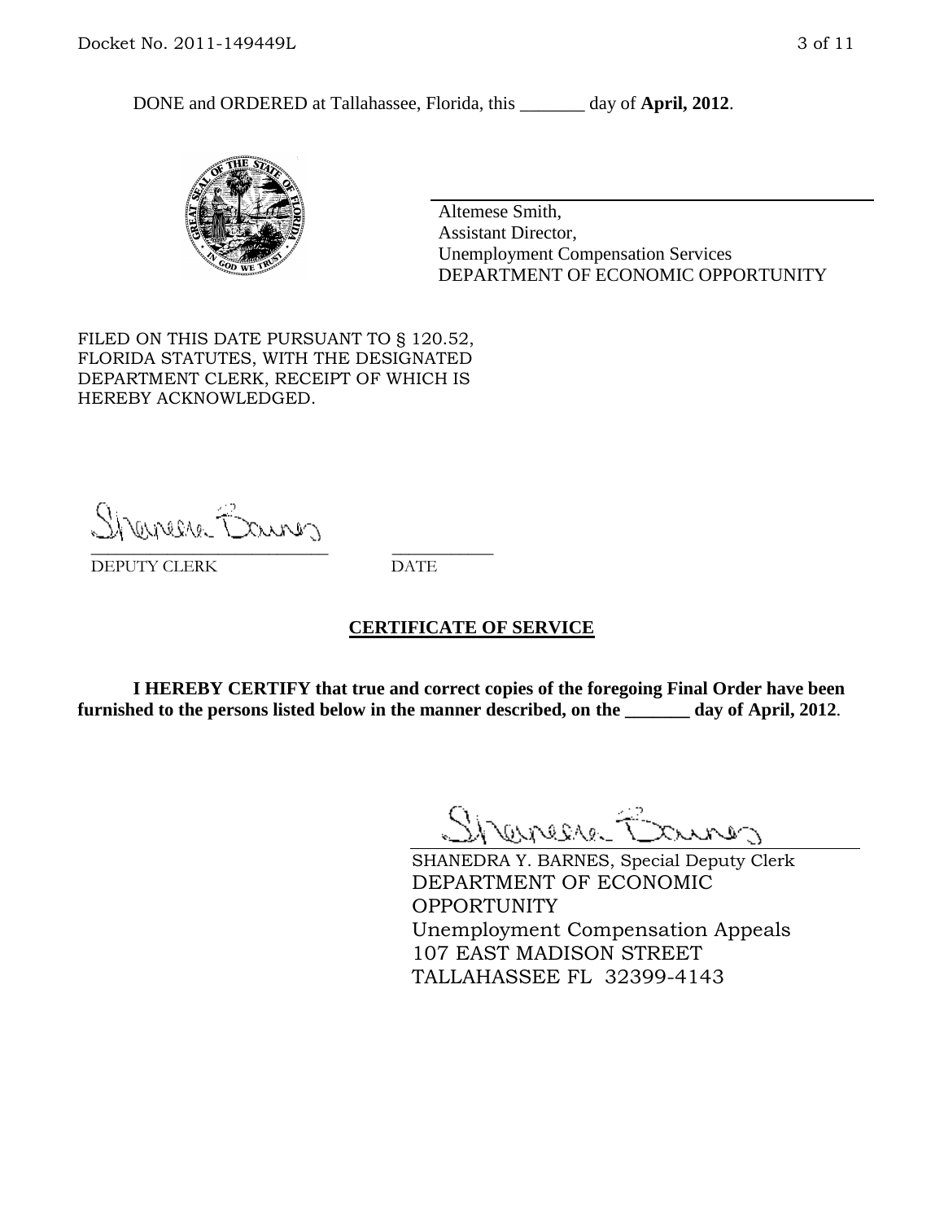DONE and ORDERED at Tallahassee, Florida, this _______ day of **April, 2012**.

Altemese Smith,
Assistant Director,
Unemployment Compensation Services
DEPARTMENT OF ECONOMIC OPPORTUNITY

FILED ON THIS DATE PURSUANT TO § 120.52, FLORIDA STATUTES, WITH THE DESIGNATED DEPARTMENT CLERK, RECEIPT OF WHICH IS HEREBY ACKNOWLEDGED.

___________________________ ___________
DEPUTY CLERK DATE

## CERTIFICATE OF SERVICE

**I HEREBY CERTIFY that true and correct copies of the foregoing Final Order have been furnished to the persons listed below in the manner described, on the _______ day of April, 2012**.

SHANEDRA Y. BARNES, Special Deputy Clerk
DEPARTMENT OF ECONOMIC OPPORTUNITY
Unemployment Compensation Appeals
107 EAST MADISON STREET
TALLAHASSEE FL 32399-4143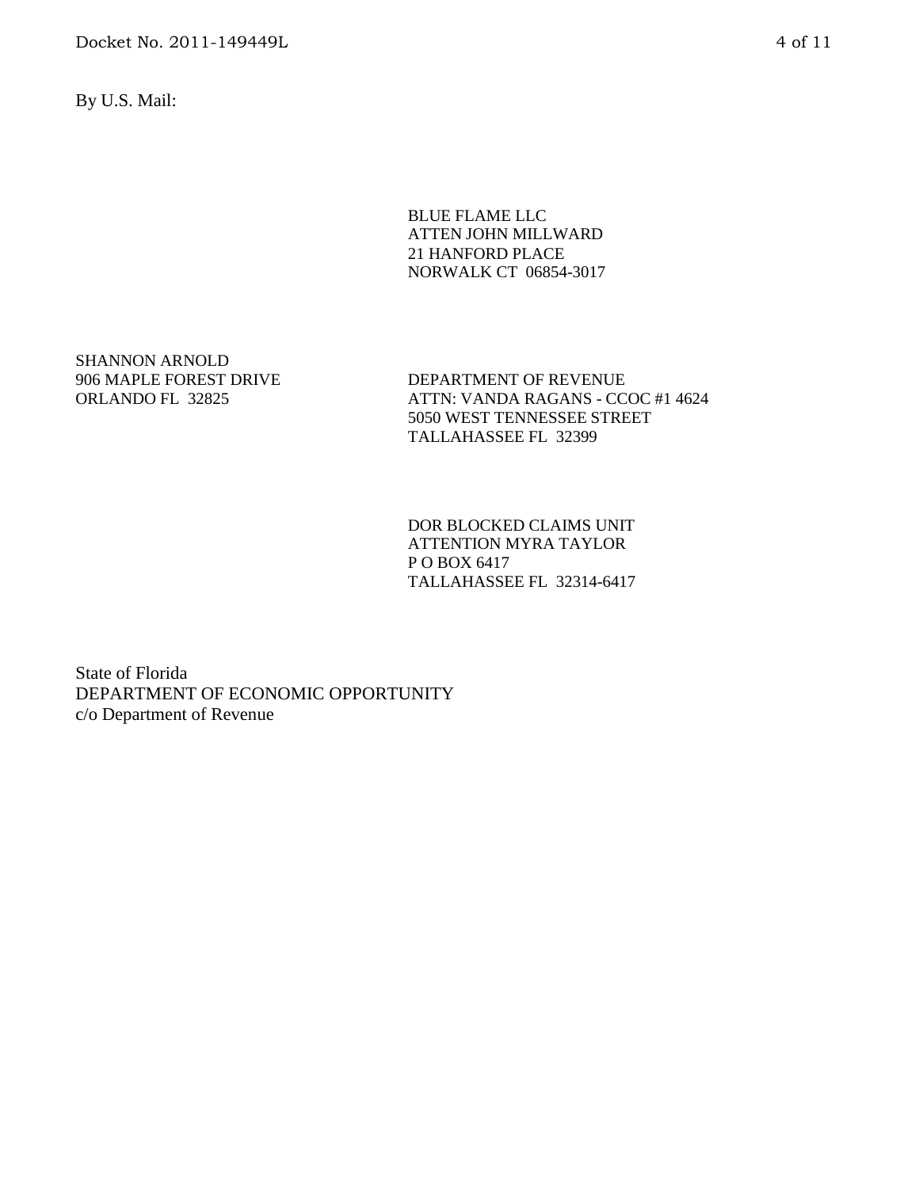By U.S. Mail:

BLUE FLAME LLC
ATTEN JOHN MILLWARD
21 HANFORD PLACE
NORWALK CT 06854-3017

SHANNON ARNOLD
906 MAPLE FOREST DRIVE
ORLANDO FL 32825

DEPARTMENT OF REVENUE
ATTN: VANDA RAGANS - CCOC #1 4624
5050 WEST TENNESSEE STREET
TALLAHASSEE FL 32399

DOR BLOCKED CLAIMS UNIT
ATTENTION MYRA TAYLOR
P O BOX 6417
TALLAHASSEE FL 32314-6417

State of Florida
DEPARTMENT OF ECONOMIC OPPORTUNITY
c/o Department of Revenue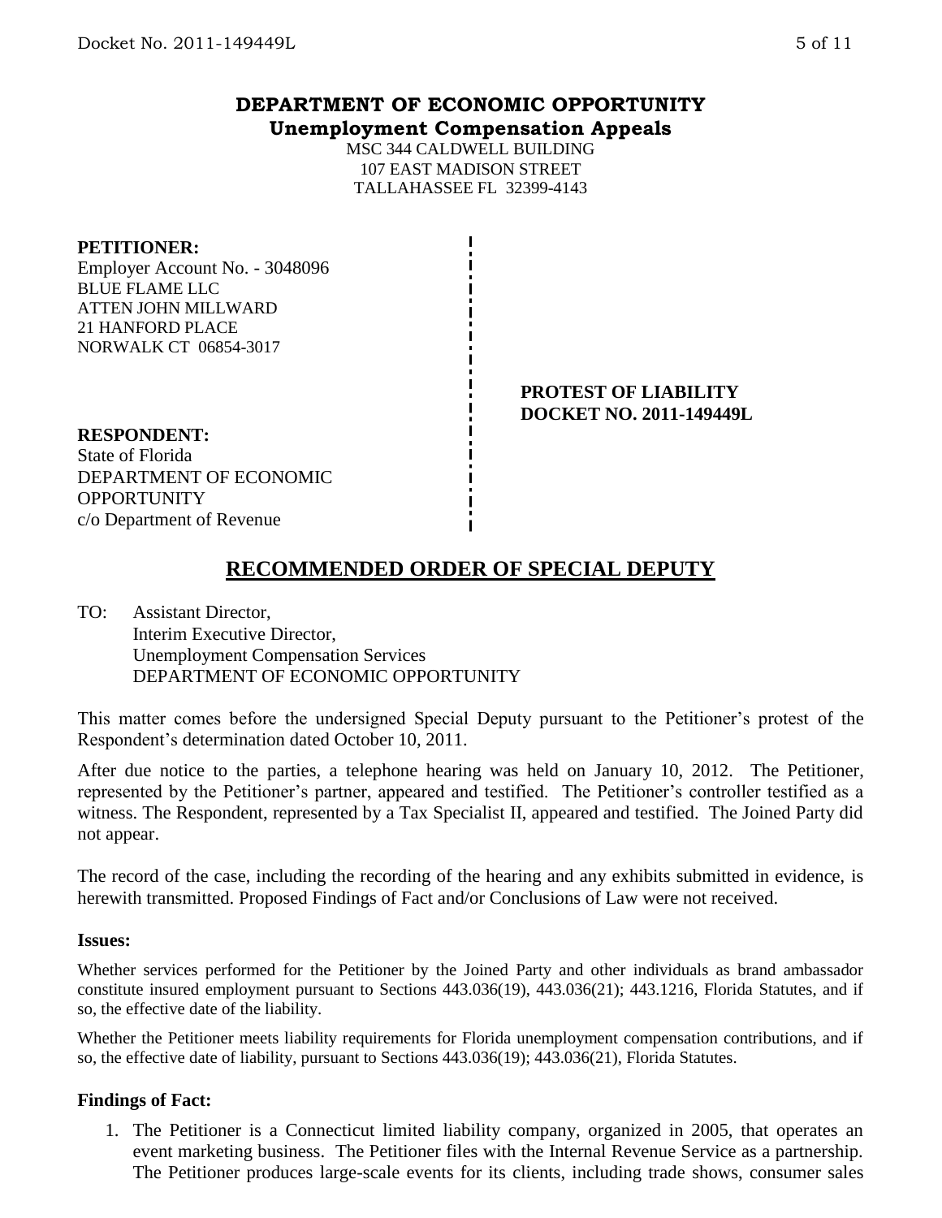**DEPARTMENT OF ECONOMIC OPPORTUNITY**
**Unemployment Compensation Appeals**

MSC 344 CALDWELL BUILDING
107 EAST MADISON STREET
TALLAHASSEE FL 32399-4143

**PETITIONER:**
Employer Account No. - 3048096
BLUE FLAME LLC
ATTEN JOHN MILLWARD
21 HANFORD PLACE
NORWALK CT 06854-3017

**PROTEST OF LIABILITY**
**DOCKET NO. 2011-149449L**

**RESPONDENT:**
State of Florida
DEPARTMENT OF ECONOMIC OPPORTUNITY
c/o Department of Revenue

# RECOMMENDED ORDER OF SPECIAL DEPUTY

TO: Assistant Director,
Interim Executive Director,
Unemployment Compensation Services
DEPARTMENT OF ECONOMIC OPPORTUNITY

This matter comes before the undersigned Special Deputy pursuant to the Petitioner's protest of the Respondent's determination dated October 10, 2011.

After due notice to the parties, a telephone hearing was held on January 10, 2012. The Petitioner, represented by the Petitioner's partner, appeared and testified. The Petitioner's controller testified as a witness. The Respondent, represented by a Tax Specialist II, appeared and testified. The Joined Party did not appear.

The record of the case, including the recording of the hearing and any exhibits submitted in evidence, is herewith transmitted. Proposed Findings of Fact and/or Conclusions of Law were not received.

**Issues:**

Whether services performed for the Petitioner by the Joined Party and other individuals as brand ambassador constitute insured employment pursuant to Sections 443.036(19), 443.036(21); 443.1216, Florida Statutes, and if so, the effective date of the liability.

Whether the Petitioner meets liability requirements for Florida unemployment compensation contributions, and if so, the effective date of liability, pursuant to Sections 443.036(19); 443.036(21), Florida Statutes.

**Findings of Fact:**

1. The Petitioner is a Connecticut limited liability company, organized in 2005, that operates an event marketing business. The Petitioner files with the Internal Revenue Service as a partnership. The Petitioner produces large-scale events for its clients, including trade shows, consumer sales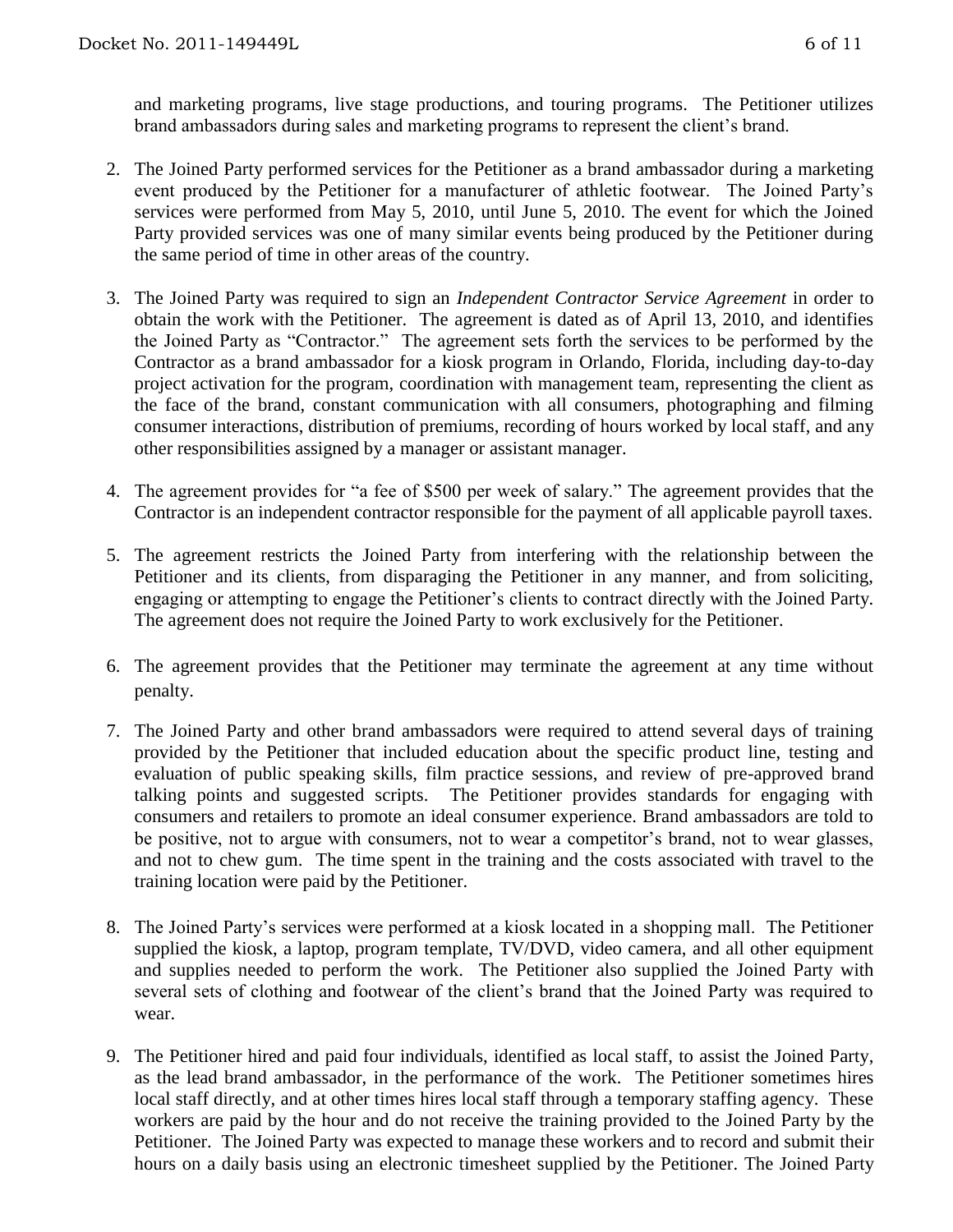and marketing programs, live stage productions, and touring programs. The Petitioner utilizes brand ambassadors during sales and marketing programs to represent the client's brand.

2. The Joined Party performed services for the Petitioner as a brand ambassador during a marketing event produced by the Petitioner for a manufacturer of athletic footwear. The Joined Party's services were performed from May 5, 2010, until June 5, 2010. The event for which the Joined Party provided services was one of many similar events being produced by the Petitioner during the same period of time in other areas of the country.

3. The Joined Party was required to sign an *Independent Contractor Service Agreement* in order to obtain the work with the Petitioner. The agreement is dated as of April 13, 2010, and identifies the Joined Party as "Contractor." The agreement sets forth the services to be performed by the Contractor as a brand ambassador for a kiosk program in Orlando, Florida, including day-to-day project activation for the program, coordination with management team, representing the client as the face of the brand, constant communication with all consumers, photographing and filming consumer interactions, distribution of premiums, recording of hours worked by local staff, and any other responsibilities assigned by a manager or assistant manager.

4. The agreement provides for "a fee of $500 per week of salary." The agreement provides that the Contractor is an independent contractor responsible for the payment of all applicable payroll taxes.

5. The agreement restricts the Joined Party from interfering with the relationship between the Petitioner and its clients, from disparaging the Petitioner in any manner, and from soliciting, engaging or attempting to engage the Petitioner's clients to contract directly with the Joined Party. The agreement does not require the Joined Party to work exclusively for the Petitioner.

6. The agreement provides that the Petitioner may terminate the agreement at any time without penalty.

7. The Joined Party and other brand ambassadors were required to attend several days of training provided by the Petitioner that included education about the specific product line, testing and evaluation of public speaking skills, film practice sessions, and review of pre-approved brand talking points and suggested scripts. The Petitioner provides standards for engaging with consumers and retailers to promote an ideal consumer experience. Brand ambassadors are told to be positive, not to argue with consumers, not to wear a competitor's brand, not to wear glasses, and not to chew gum. The time spent in the training and the costs associated with travel to the training location were paid by the Petitioner.

8. The Joined Party's services were performed at a kiosk located in a shopping mall. The Petitioner supplied the kiosk, a laptop, program template, TV/DVD, video camera, and all other equipment and supplies needed to perform the work. The Petitioner also supplied the Joined Party with several sets of clothing and footwear of the client's brand that the Joined Party was required to wear.

9. The Petitioner hired and paid four individuals, identified as local staff, to assist the Joined Party, as the lead brand ambassador, in the performance of the work. The Petitioner sometimes hires local staff directly, and at other times hires local staff through a temporary staffing agency. These workers are paid by the hour and do not receive the training provided to the Joined Party by the Petitioner. The Joined Party was expected to manage these workers and to record and submit their hours on a daily basis using an electronic timesheet supplied by the Petitioner. The Joined Party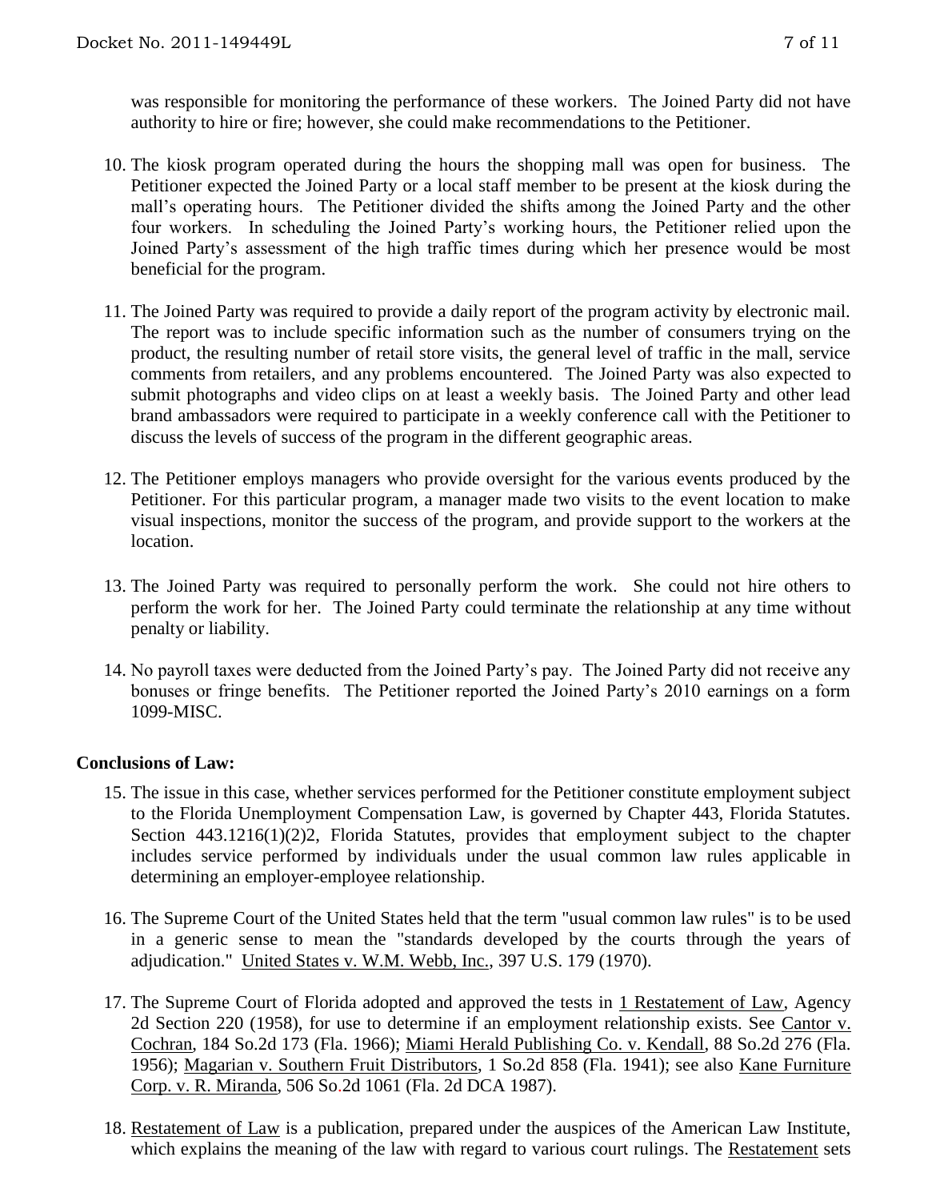was responsible for monitoring the performance of these workers. The Joined Party did not have authority to hire or fire; however, she could make recommendations to the Petitioner.

10. The kiosk program operated during the hours the shopping mall was open for business. The Petitioner expected the Joined Party or a local staff member to be present at the kiosk during the mall's operating hours. The Petitioner divided the shifts among the Joined Party and the other four workers. In scheduling the Joined Party's working hours, the Petitioner relied upon the Joined Party's assessment of the high traffic times during which her presence would be most beneficial for the program.

11. The Joined Party was required to provide a daily report of the program activity by electronic mail. The report was to include specific information such as the number of consumers trying on the product, the resulting number of retail store visits, the general level of traffic in the mall, service comments from retailers, and any problems encountered. The Joined Party was also expected to submit photographs and video clips on at least a weekly basis. The Joined Party and other lead brand ambassadors were required to participate in a weekly conference call with the Petitioner to discuss the levels of success of the program in the different geographic areas.

12. The Petitioner employs managers who provide oversight for the various events produced by the Petitioner. For this particular program, a manager made two visits to the event location to make visual inspections, monitor the success of the program, and provide support to the workers at the location.

13. The Joined Party was required to personally perform the work. She could not hire others to perform the work for her. The Joined Party could terminate the relationship at any time without penalty or liability.

14. No payroll taxes were deducted from the Joined Party's pay. The Joined Party did not receive any bonuses or fringe benefits. The Petitioner reported the Joined Party's 2010 earnings on a form 1099-MISC.

**Conclusions of Law:**

15. The issue in this case, whether services performed for the Petitioner constitute employment subject to the Florida Unemployment Compensation Law, is governed by Chapter 443, Florida Statutes. Section 443.1216(1)(2)2, Florida Statutes, provides that employment subject to the chapter includes service performed by individuals under the usual common law rules applicable in determining an employer-employee relationship.

16. The Supreme Court of the United States held that the term "usual common law rules" is to be used in a generic sense to mean the "standards developed by the courts through the years of adjudication." United States v. W.M. Webb, Inc., 397 U.S. 179 (1970).

17. The Supreme Court of Florida adopted and approved the tests in 1 Restatement of Law, Agency 2d Section 220 (1958), for use to determine if an employment relationship exists. See Cantor v. Cochran, 184 So.2d 173 (Fla. 1966); Miami Herald Publishing Co. v. Kendall, 88 So.2d 276 (Fla. 1956); Magarian v. Southern Fruit Distributors, 1 So.2d 858 (Fla. 1941); see also Kane Furniture Corp. v. R. Miranda, 506 So.2d 1061 (Fla. 2d DCA 1987).

18. Restatement of Law is a publication, prepared under the auspices of the American Law Institute, which explains the meaning of the law with regard to various court rulings. The Restatement sets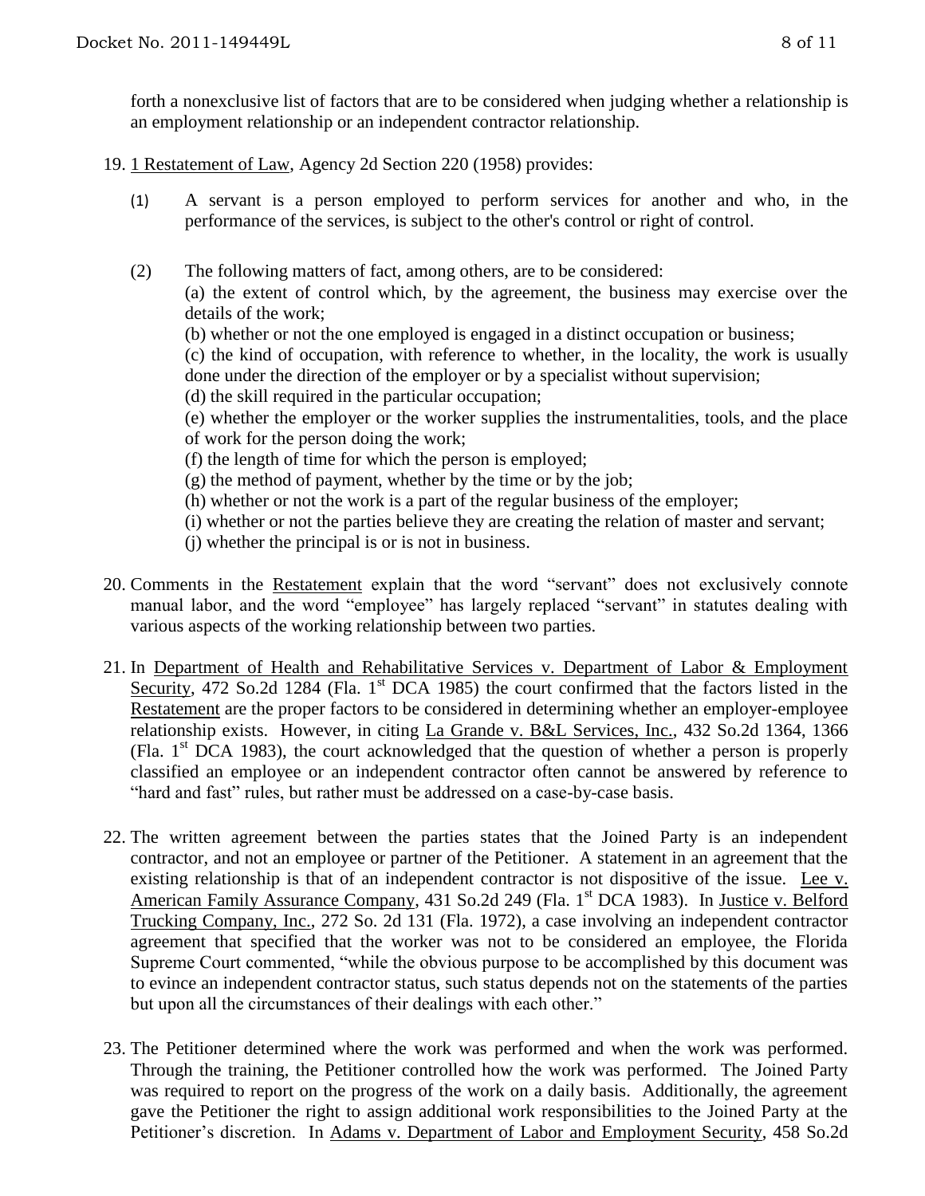forth a nonexclusive list of factors that are to be considered when judging whether a relationship is an employment relationship or an independent contractor relationship.

19. 1 Restatement of Law, Agency 2d Section 220 (1958) provides:

    (1) A servant is a person employed to perform services for another and who, in the performance of the services, is subject to the other's control or right of control.

    (2) The following matters of fact, among others, are to be considered:
    (a) the extent of control which, by the agreement, the business may exercise over the details of the work;
    (b) whether or not the one employed is engaged in a distinct occupation or business;
    (c) the kind of occupation, with reference to whether, in the locality, the work is usually done under the direction of the employer or by a specialist without supervision;
    (d) the skill required in the particular occupation;
    (e) whether the employer or the worker supplies the instrumentalities, tools, and the place of work for the person doing the work;
    (f) the length of time for which the person is employed;
    (g) the method of payment, whether by the time or by the job;
    (h) whether or not the work is a part of the regular business of the employer;
    (i) whether or not the parties believe they are creating the relation of master and servant;
    (j) whether the principal is or is not in business.

20. Comments in the Restatement explain that the word "servant" does not exclusively connote manual labor, and the word "employee" has largely replaced "servant" in statutes dealing with various aspects of the working relationship between two parties.

21. In Department of Health and Rehabilitative Services v. Department of Labor & Employment Security, 472 So.2d 1284 (Fla. 1st DCA 1985) the court confirmed that the factors listed in the Restatement are the proper factors to be considered in determining whether an employer-employee relationship exists. However, in citing La Grande v. B&L Services, Inc., 432 So.2d 1364, 1366 (Fla. 1st DCA 1983), the court acknowledged that the question of whether a person is properly classified an employee or an independent contractor often cannot be answered by reference to "hard and fast" rules, but rather must be addressed on a case-by-case basis.

22. The written agreement between the parties states that the Joined Party is an independent contractor, and not an employee or partner of the Petitioner. A statement in an agreement that the existing relationship is that of an independent contractor is not dispositive of the issue. Lee v. American Family Assurance Company, 431 So.2d 249 (Fla. 1st DCA 1983). In Justice v. Belford Trucking Company, Inc., 272 So. 2d 131 (Fla. 1972), a case involving an independent contractor agreement that specified that the worker was not to be considered an employee, the Florida Supreme Court commented, "while the obvious purpose to be accomplished by this document was to evince an independent contractor status, such status depends not on the statements of the parties but upon all the circumstances of their dealings with each other."

23. The Petitioner determined where the work was performed and when the work was performed. Through the training, the Petitioner controlled how the work was performed. The Joined Party was required to report on the progress of the work on a daily basis. Additionally, the agreement gave the Petitioner the right to assign additional work responsibilities to the Joined Party at the Petitioner's discretion. In Adams v. Department of Labor and Employment Security, 458 So.2d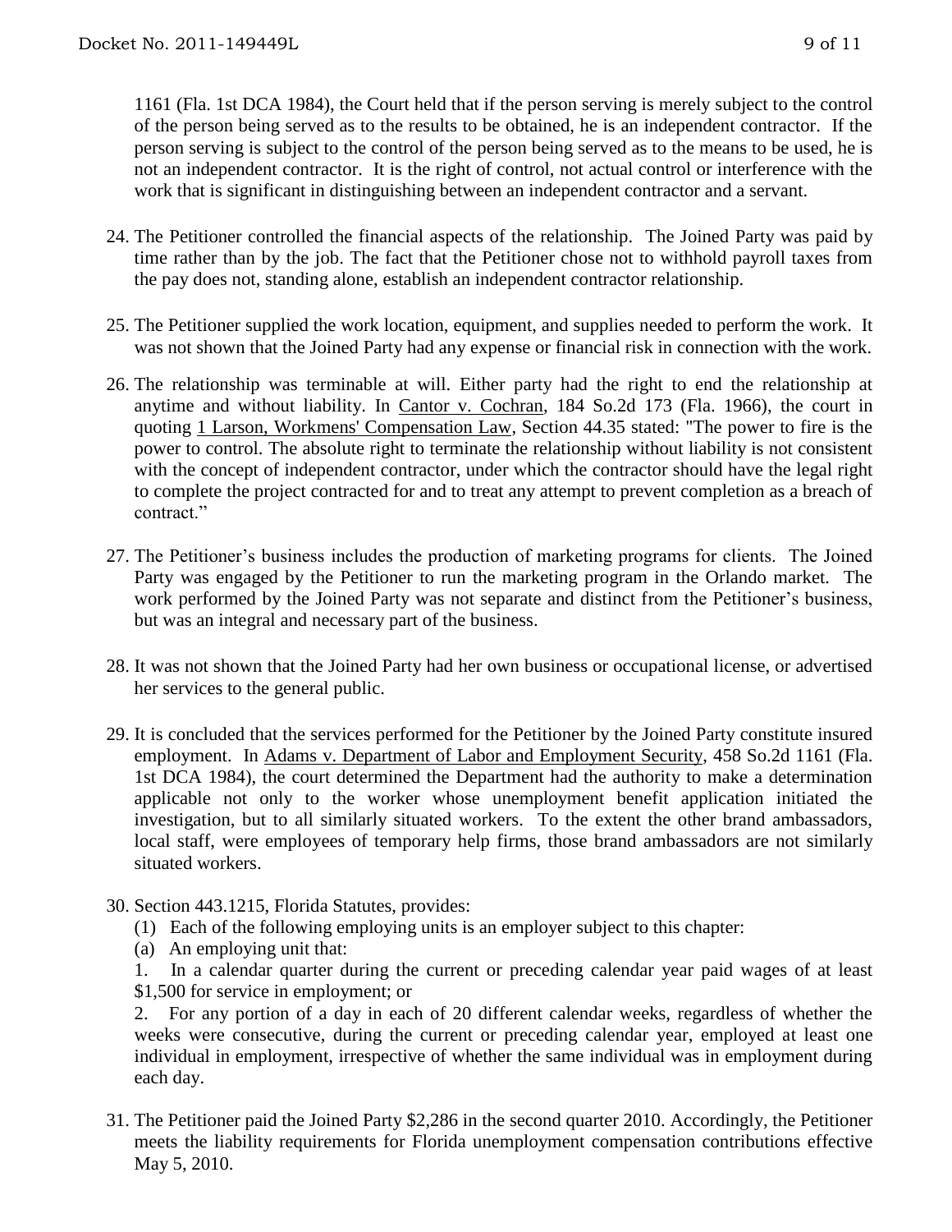1161 (Fla. 1st DCA 1984), the Court held that if the person serving is merely subject to the control of the person being served as to the results to be obtained, he is an independent contractor. If the person serving is subject to the control of the person being served as to the means to be used, he is not an independent contractor. It is the right of control, not actual control or interference with the work that is significant in distinguishing between an independent contractor and a servant.

24. The Petitioner controlled the financial aspects of the relationship. The Joined Party was paid by time rather than by the job. The fact that the Petitioner chose not to withhold payroll taxes from the pay does not, standing alone, establish an independent contractor relationship.

25. The Petitioner supplied the work location, equipment, and supplies needed to perform the work. It was not shown that the Joined Party had any expense or financial risk in connection with the work.

26. The relationship was terminable at will. Either party had the right to end the relationship at anytime and without liability. In Cantor v. Cochran, 184 So.2d 173 (Fla. 1966), the court in quoting 1 Larson, Workmens' Compensation Law, Section 44.35 stated: "The power to fire is the power to control. The absolute right to terminate the relationship without liability is not consistent with the concept of independent contractor, under which the contractor should have the legal right to complete the project contracted for and to treat any attempt to prevent completion as a breach of contract."

27. The Petitioner's business includes the production of marketing programs for clients. The Joined Party was engaged by the Petitioner to run the marketing program in the Orlando market. The work performed by the Joined Party was not separate and distinct from the Petitioner's business, but was an integral and necessary part of the business.

28. It was not shown that the Joined Party had her own business or occupational license, or advertised her services to the general public.

29. It is concluded that the services performed for the Petitioner by the Joined Party constitute insured employment. In Adams v. Department of Labor and Employment Security, 458 So.2d 1161 (Fla. 1st DCA 1984), the court determined the Department had the authority to make a determination applicable not only to the worker whose unemployment benefit application initiated the investigation, but to all similarly situated workers. To the extent the other brand ambassadors, local staff, were employees of temporary help firms, those brand ambassadors are not similarly situated workers.

30. Section 443.1215, Florida Statutes, provides:
    (1) Each of the following employing units is an employer subject to this chapter:
    (a) An employing unit that:
    1. In a calendar quarter during the current or preceding calendar year paid wages of at least $1,500 for service in employment; or
    2. For any portion of a day in each of 20 different calendar weeks, regardless of whether the weeks were consecutive, during the current or preceding calendar year, employed at least one individual in employment, irrespective of whether the same individual was in employment during each day.

31. The Petitioner paid the Joined Party $2,286 in the second quarter 2010. Accordingly, the Petitioner meets the liability requirements for Florida unemployment compensation contributions effective May 5, 2010.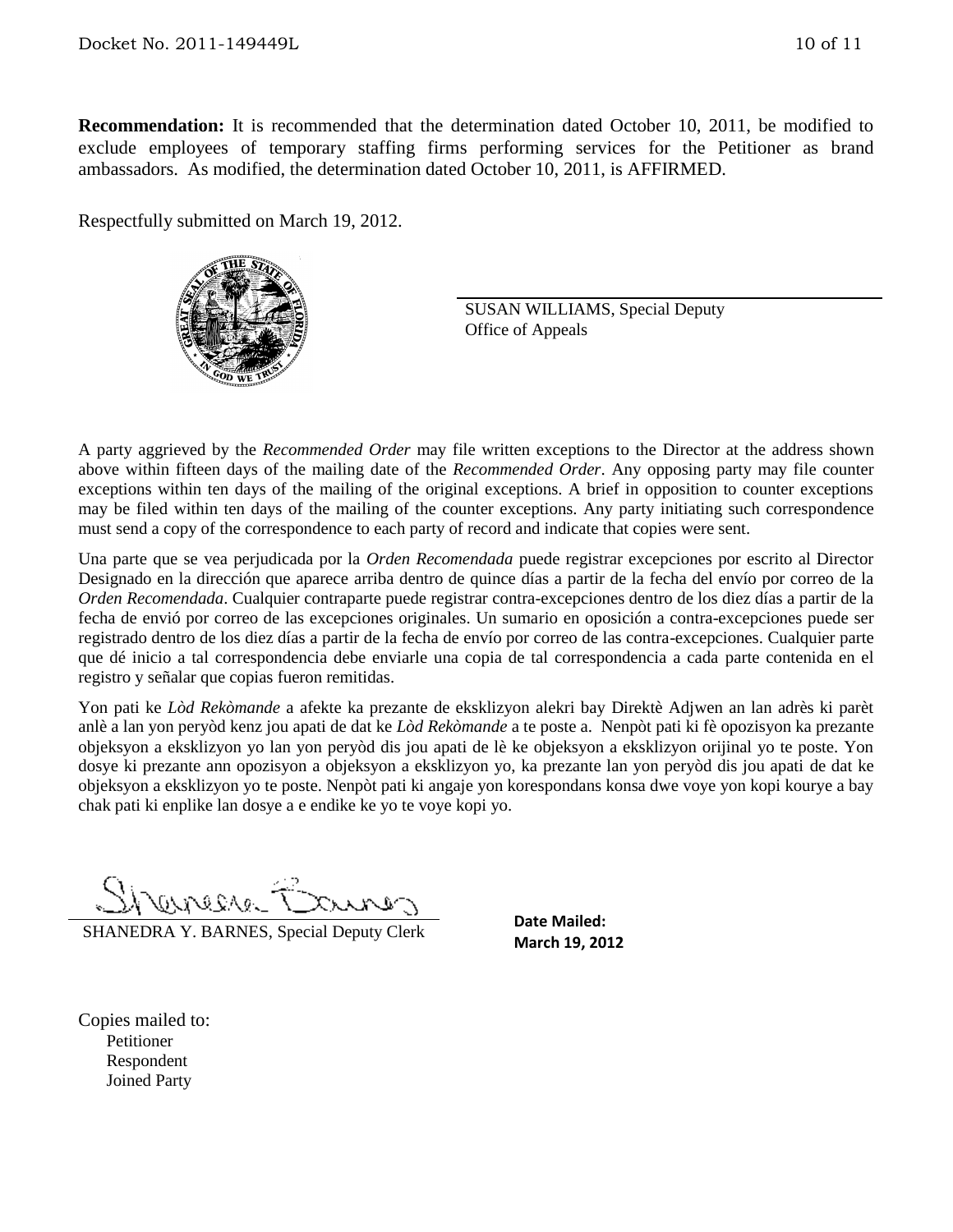**Recommendation:** It is recommended that the determination dated October 10, 2011, be modified to exclude employees of temporary staffing firms performing services for the Petitioner as brand ambassadors. As modified, the determination dated October 10, 2011, is AFFIRMED.

Respectfully submitted on March 19, 2012.

SUSAN WILLIAMS, Special Deputy
Office of Appeals

A party aggrieved by the *Recommended Order* may file written exceptions to the Director at the address shown above within fifteen days of the mailing date of the *Recommended Order*. Any opposing party may file counter exceptions within ten days of the mailing of the original exceptions. A brief in opposition to counter exceptions may be filed within ten days of the mailing of the counter exceptions. Any party initiating such correspondence must send a copy of the correspondence to each party of record and indicate that copies were sent.

Una parte que se vea perjudicada por la *Orden Recomendada* puede registrar excepciones por escrito al Director Designado en la dirección que aparece arriba dentro de quince días a partir de la fecha del envío por correo de la *Orden Recomendada*. Cualquier contraparte puede registrar contra-excepciones dentro de los diez días a partir de la fecha de envió por correo de las excepciones originales. Un sumario en oposición a contra-excepciones puede ser registrado dentro de los diez días a partir de la fecha de envío por correo de las contra-excepciones. Cualquier parte que dé inicio a tal correspondencia debe enviarle una copia de tal correspondencia a cada parte contenida en el registro y señalar que copias fueron remitidas.

Yon pati ke *Lòd Rekòmande* a afekte ka prezante de eksklizyon alekri bay Direktè Adjwen an lan adrès ki parèt anlè a lan yon peryòd kenz jou apati de dat ke *Lòd Rekòmande* a te poste a. Nenpòt pati ki fè opozisyon ka prezante objeksyon a eksklizyon yo lan yon peryòd dis jou apati de lè ke objeksyon a eksklizyon orijinal yo te poste. Yon dosye ki prezante ann opozisyon a objeksyon a eksklizyon yo, ka prezante lan yon peryòd dis jou apati de dat ke objeksyon a eksklizyon yo te poste. Nenpòt pati ki angaje yon korespondans konsa dwe voye yon kopi kourye a bay chak pati ki enplike lan dosye a e endike ke yo te voye kopi yo.

SHANEDRA Y. BARNES, Special Deputy Clerk

**Date Mailed:**
**March 19, 2012**

Copies mailed to:
- Petitioner
- Respondent
- Joined Party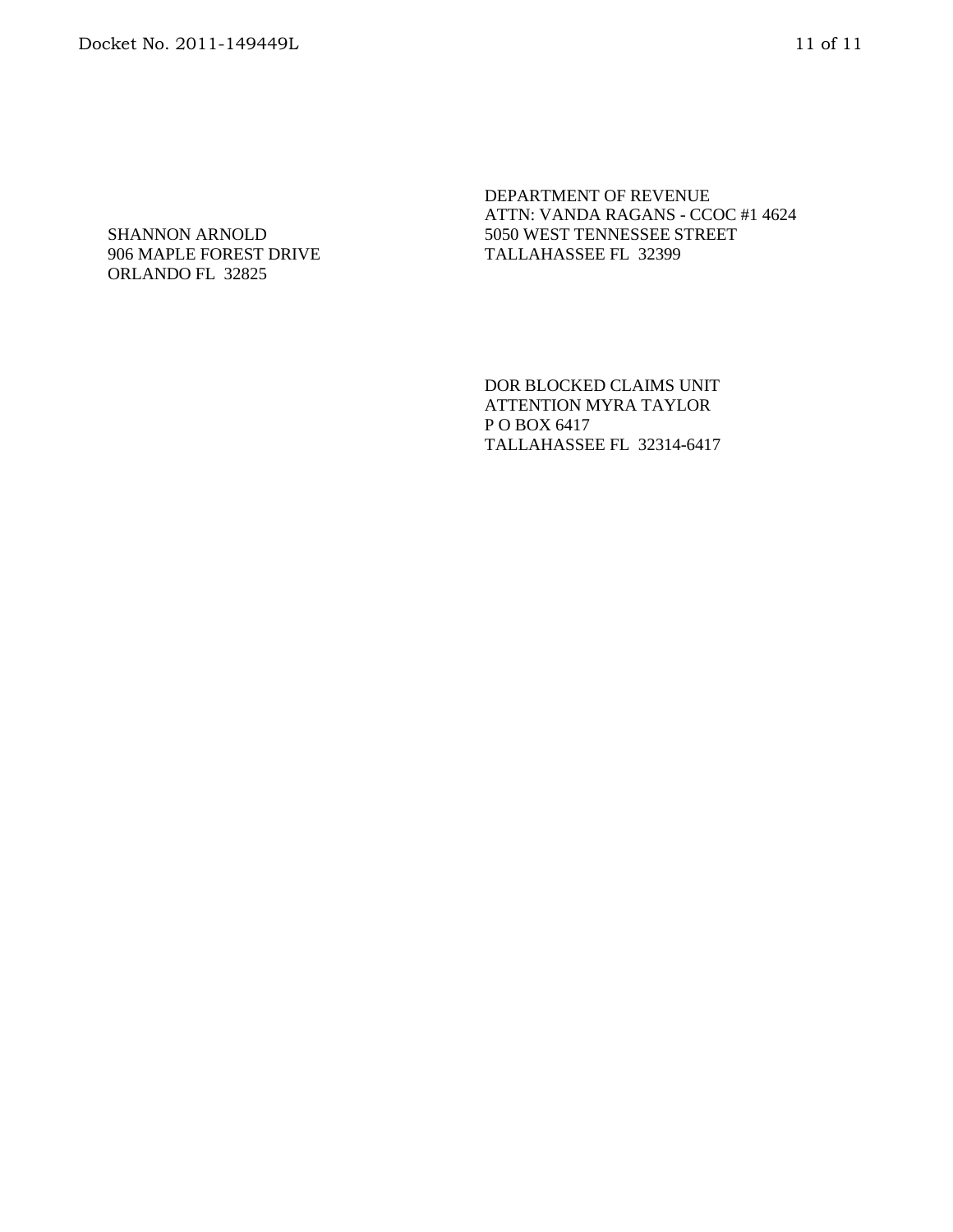SHANNON ARNOLD
906 MAPLE FOREST DRIVE
ORLANDO FL 32825

DEPARTMENT OF REVENUE
ATTN: VANDA RAGANS - CCOC #1 4624
5050 WEST TENNESSEE STREET
TALLAHASSEE FL 32399

DOR BLOCKED CLAIMS UNIT
ATTENTION MYRA TAYLOR
P O BOX 6417
TALLAHASSEE FL 32314-6417